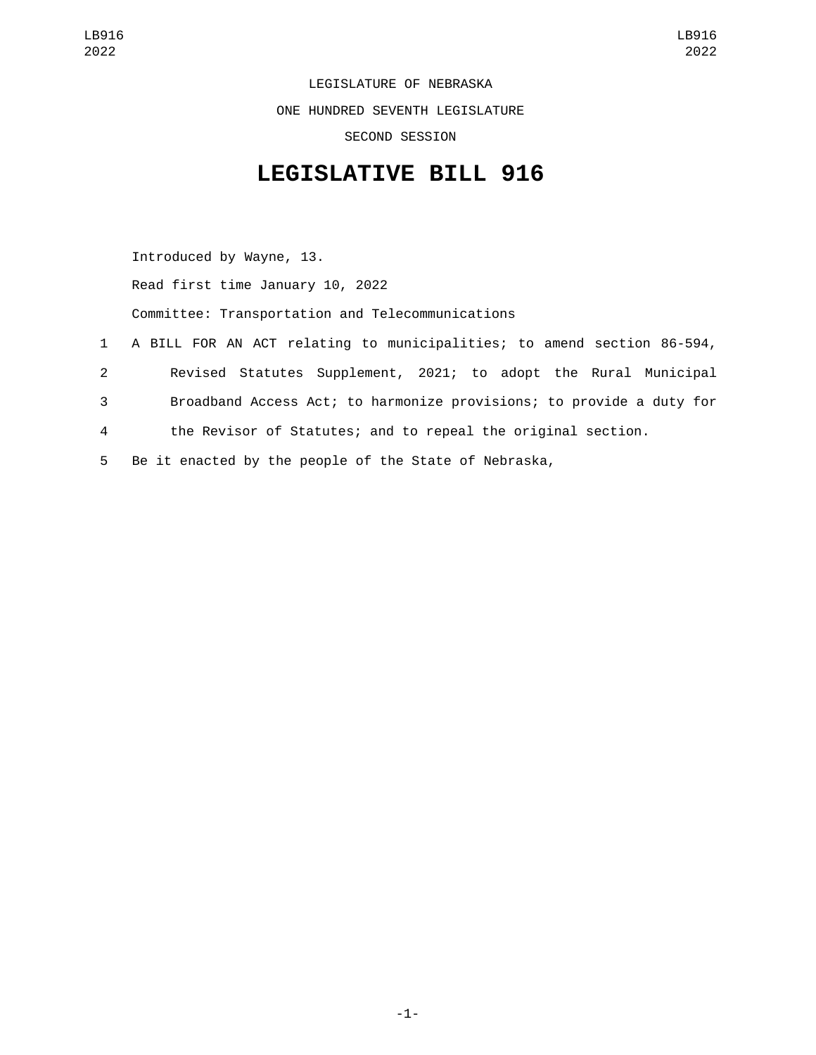LEGISLATURE OF NEBRASKA

ONE HUNDRED SEVENTH LEGISLATURE

SECOND SESSION

# LEGISLATIVE BILL 916

Introduced by Wayne, 13.

Read first time January 10, 2022

Committee: Transportation and Telecommunications

1 A BILL FOR AN ACT relating to municipalities; to amend section 86-594,
2 Revised Statutes Supplement, 2021; to adopt the Rural Municipal
3 Broadband Access Act; to harmonize provisions; to provide a duty for
4 the Revisor of Statutes; and to repeal the original section.
5 Be it enacted by the people of the State of Nebraska,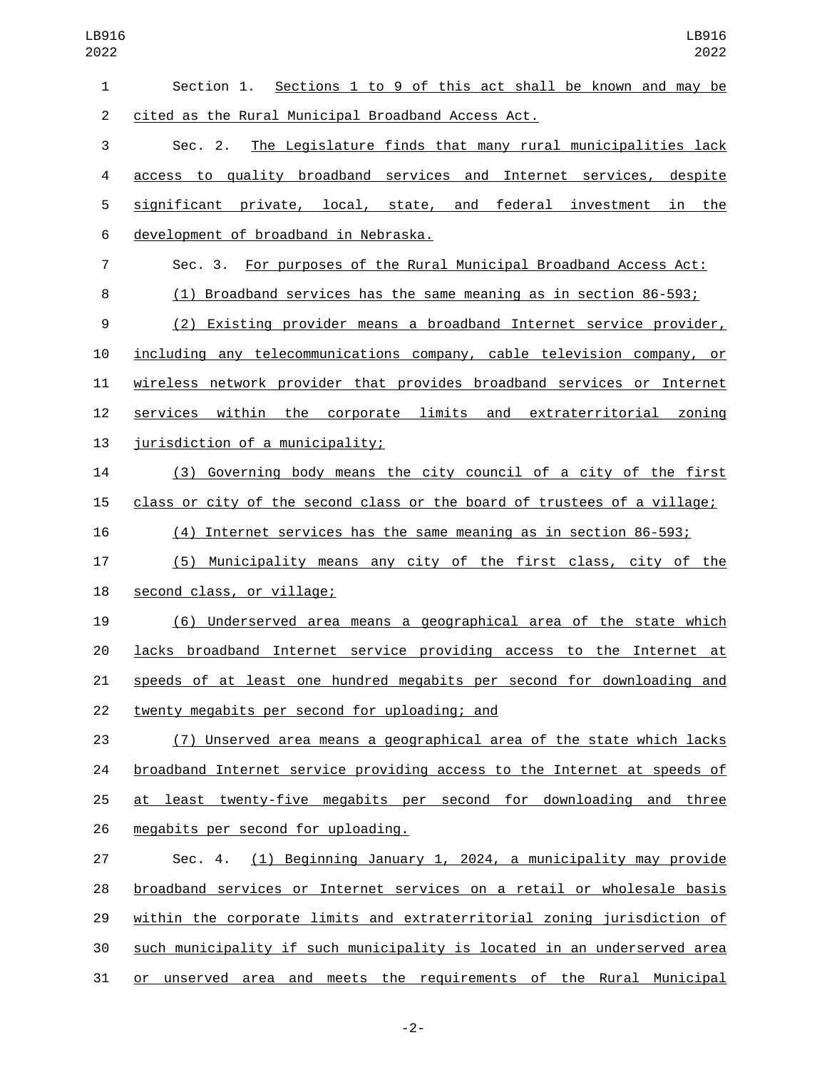Section 1. Sections 1 to 9 of this act shall be known and may be cited as the Rural Municipal Broadband Access Act.

Sec. 2. The Legislature finds that many rural municipalities lack access to quality broadband services and Internet services, despite significant private, local, state, and federal investment in the development of broadband in Nebraska.

Sec. 3. For purposes of the Rural Municipal Broadband Access Act:

(1) Broadband services has the same meaning as in section 86-593;

(2) Existing provider means a broadband Internet service provider, including any telecommunications company, cable television company, or wireless network provider that provides broadband services or Internet services within the corporate limits and extraterritorial zoning jurisdiction of a municipality;

(3) Governing body means the city council of a city of the first class or city of the second class or the board of trustees of a village;

(4) Internet services has the same meaning as in section 86-593;

(5) Municipality means any city of the first class, city of the second class, or village;

(6) Underserved area means a geographical area of the state which lacks broadband Internet service providing access to the Internet at speeds of at least one hundred megabits per second for downloading and twenty megabits per second for uploading; and

(7) Unserved area means a geographical area of the state which lacks broadband Internet service providing access to the Internet at speeds of at least twenty-five megabits per second for downloading and three megabits per second for uploading.

Sec. 4. (1) Beginning January 1, 2024, a municipality may provide broadband services or Internet services on a retail or wholesale basis within the corporate limits and extraterritorial zoning jurisdiction of such municipality if such municipality is located in an underserved area or unserved area and meets the requirements of the Rural Municipal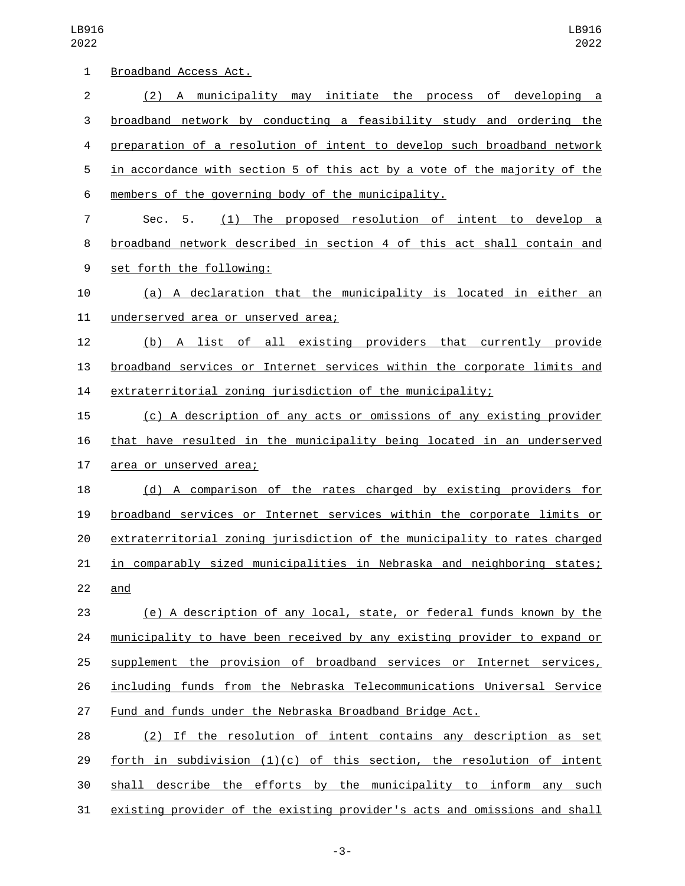Broadband Access Act.

(2) A municipality may initiate the process of developing a broadband network by conducting a feasibility study and ordering the preparation of a resolution of intent to develop such broadband network in accordance with section 5 of this act by a vote of the majority of the members of the governing body of the municipality.

Sec. 5. (1) The proposed resolution of intent to develop a broadband network described in section 4 of this act shall contain and set forth the following:

(a) A declaration that the municipality is located in either an underserved area or unserved area;

(b) A list of all existing providers that currently provide broadband services or Internet services within the corporate limits and extraterritorial zoning jurisdiction of the municipality;

(c) A description of any acts or omissions of any existing provider that have resulted in the municipality being located in an underserved area or unserved area;

(d) A comparison of the rates charged by existing providers for broadband services or Internet services within the corporate limits or extraterritorial zoning jurisdiction of the municipality to rates charged in comparably sized municipalities in Nebraska and neighboring states; and

(e) A description of any local, state, or federal funds known by the municipality to have been received by any existing provider to expand or supplement the provision of broadband services or Internet services, including funds from the Nebraska Telecommunications Universal Service Fund and funds under the Nebraska Broadband Bridge Act.

(2) If the resolution of intent contains any description as set forth in subdivision (1)(c) of this section, the resolution of intent shall describe the efforts by the municipality to inform any such existing provider of the existing provider's acts and omissions and shall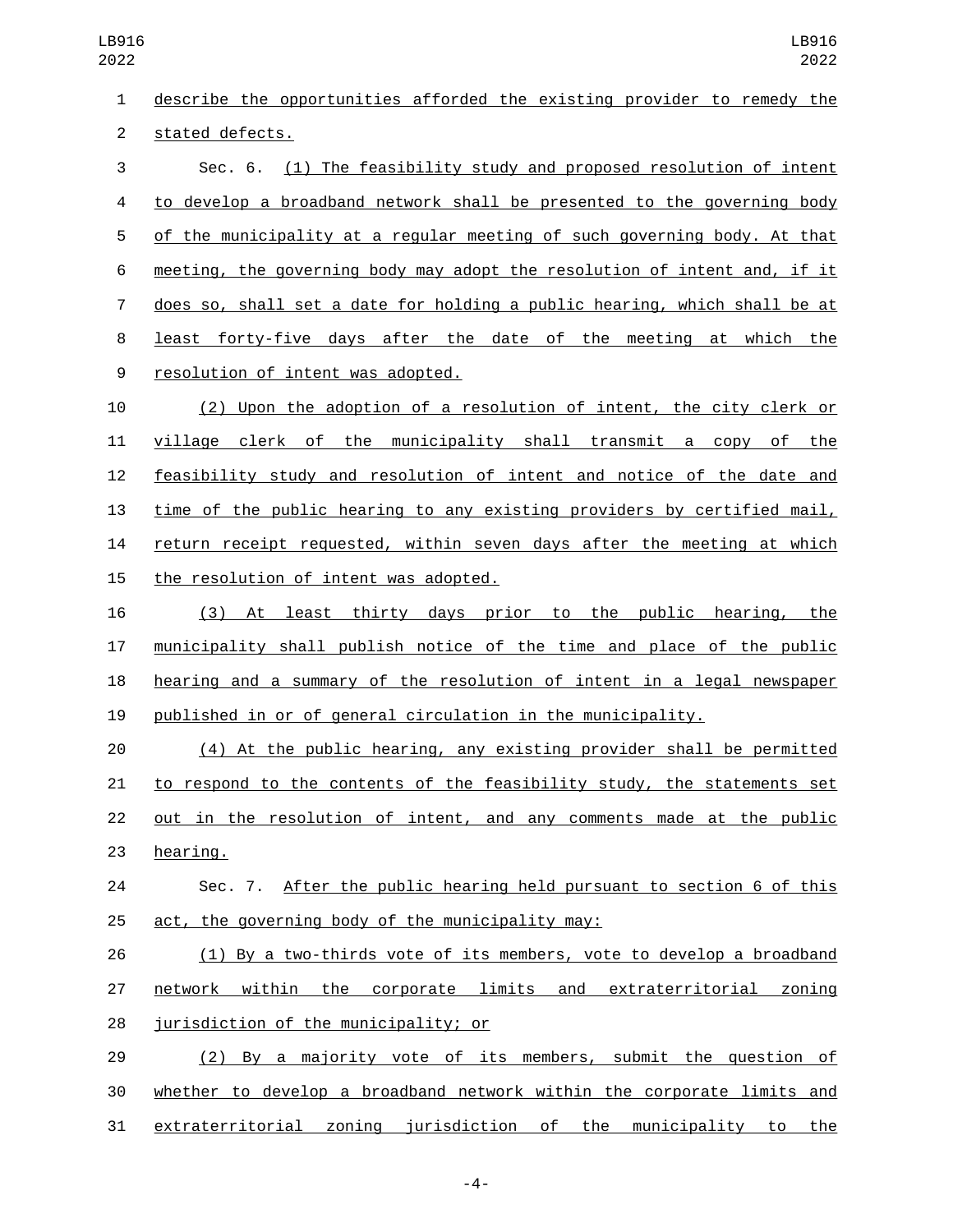describe the opportunities afforded the existing provider to remedy the stated defects.

Sec. 6. (1) The feasibility study and proposed resolution of intent to develop a broadband network shall be presented to the governing body of the municipality at a regular meeting of such governing body. At that meeting, the governing body may adopt the resolution of intent and, if it does so, shall set a date for holding a public hearing, which shall be at least forty-five days after the date of the meeting at which the resolution of intent was adopted.

(2) Upon the adoption of a resolution of intent, the city clerk or village clerk of the municipality shall transmit a copy of the feasibility study and resolution of intent and notice of the date and time of the public hearing to any existing providers by certified mail, return receipt requested, within seven days after the meeting at which the resolution of intent was adopted.

(3) At least thirty days prior to the public hearing, the municipality shall publish notice of the time and place of the public hearing and a summary of the resolution of intent in a legal newspaper published in or of general circulation in the municipality.

(4) At the public hearing, any existing provider shall be permitted to respond to the contents of the feasibility study, the statements set out in the resolution of intent, and any comments made at the public hearing.

Sec. 7. After the public hearing held pursuant to section 6 of this act, the governing body of the municipality may:

(1) By a two-thirds vote of its members, vote to develop a broadband network within the corporate limits and extraterritorial zoning jurisdiction of the municipality; or

(2) By a majority vote of its members, submit the question of whether to develop a broadband network within the corporate limits and extraterritorial zoning jurisdiction of the municipality to the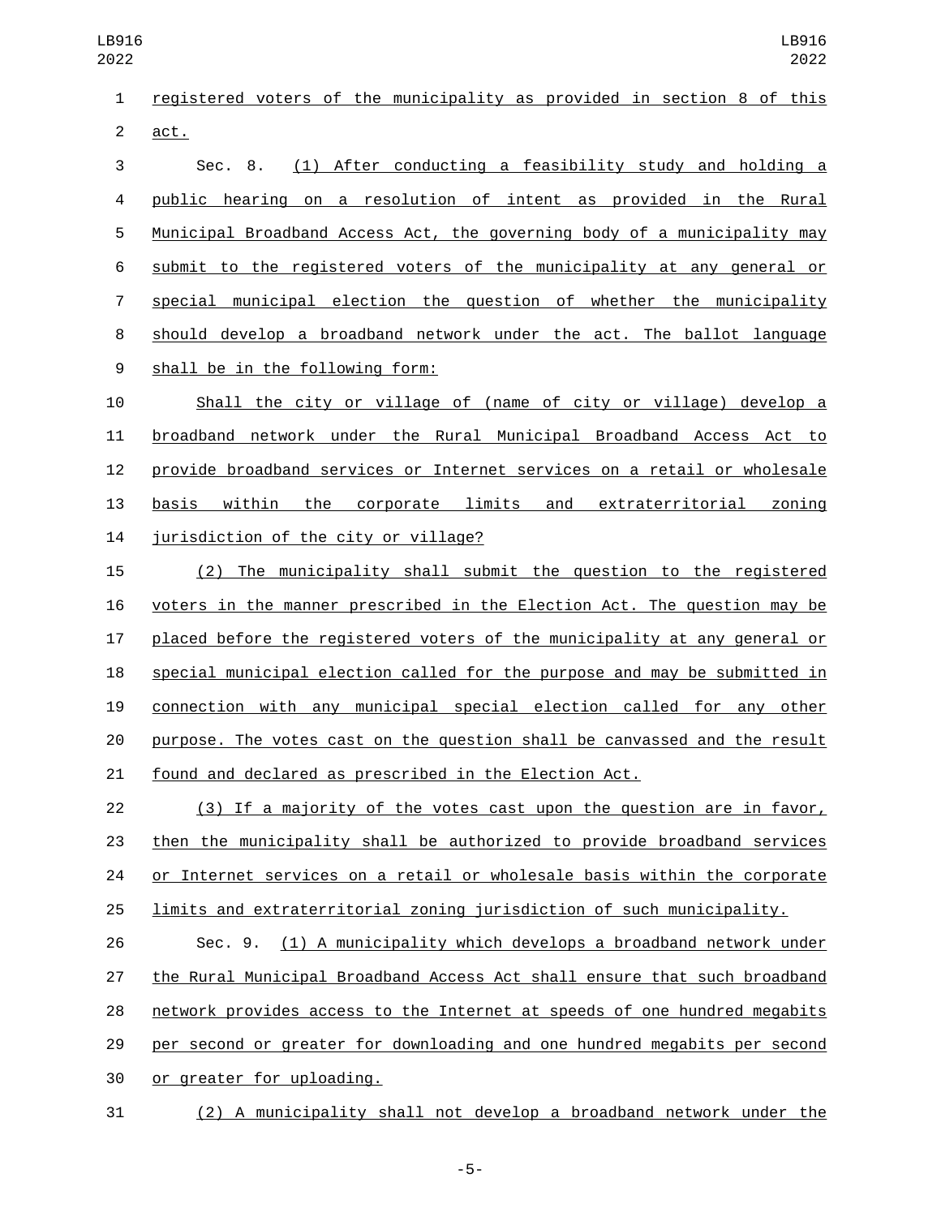registered voters of the municipality as provided in section 8 of this act.

Sec. 8. (1) After conducting a feasibility study and holding a public hearing on a resolution of intent as provided in the Rural Municipal Broadband Access Act, the governing body of a municipality may submit to the registered voters of the municipality at any general or special municipal election the question of whether the municipality should develop a broadband network under the act. The ballot language shall be in the following form:

Shall the city or village of (name of city or village) develop a broadband network under the Rural Municipal Broadband Access Act to provide broadband services or Internet services on a retail or wholesale basis within the corporate limits and extraterritorial zoning jurisdiction of the city or village?

(2) The municipality shall submit the question to the registered voters in the manner prescribed in the Election Act. The question may be placed before the registered voters of the municipality at any general or special municipal election called for the purpose and may be submitted in connection with any municipal special election called for any other purpose. The votes cast on the question shall be canvassed and the result found and declared as prescribed in the Election Act.

(3) If a majority of the votes cast upon the question are in favor, then the municipality shall be authorized to provide broadband services or Internet services on a retail or wholesale basis within the corporate limits and extraterritorial zoning jurisdiction of such municipality.

Sec. 9. (1) A municipality which develops a broadband network under the Rural Municipal Broadband Access Act shall ensure that such broadband network provides access to the Internet at speeds of one hundred megabits per second or greater for downloading and one hundred megabits per second or greater for uploading.

(2) A municipality shall not develop a broadband network under the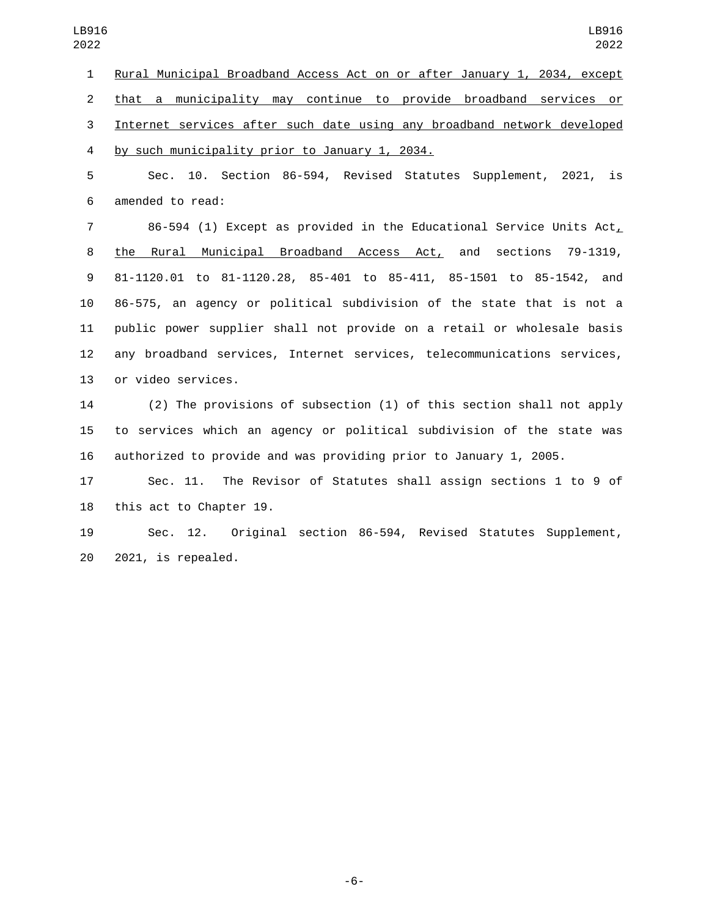Rural Municipal Broadband Access Act on or after January 1, 2034, except that a municipality may continue to provide broadband services or Internet services after such date using any broadband network developed by such municipality prior to January 1, 2034.

Sec. 10. Section 86-594, Revised Statutes Supplement, 2021, is amended to read:

86-594 (1) Except as provided in the Educational Service Units Act, the Rural Municipal Broadband Access Act, and sections 79-1319, 81-1120.01 to 81-1120.28, 85-401 to 85-411, 85-1501 to 85-1542, and 86-575, an agency or political subdivision of the state that is not a public power supplier shall not provide on a retail or wholesale basis any broadband services, Internet services, telecommunications services, or video services.

(2) The provisions of subsection (1) of this section shall not apply to services which an agency or political subdivision of the state was authorized to provide and was providing prior to January 1, 2005.

Sec. 11. The Revisor of Statutes shall assign sections 1 to 9 of this act to Chapter 19.

Sec. 12. Original section 86-594, Revised Statutes Supplement, 2021, is repealed.